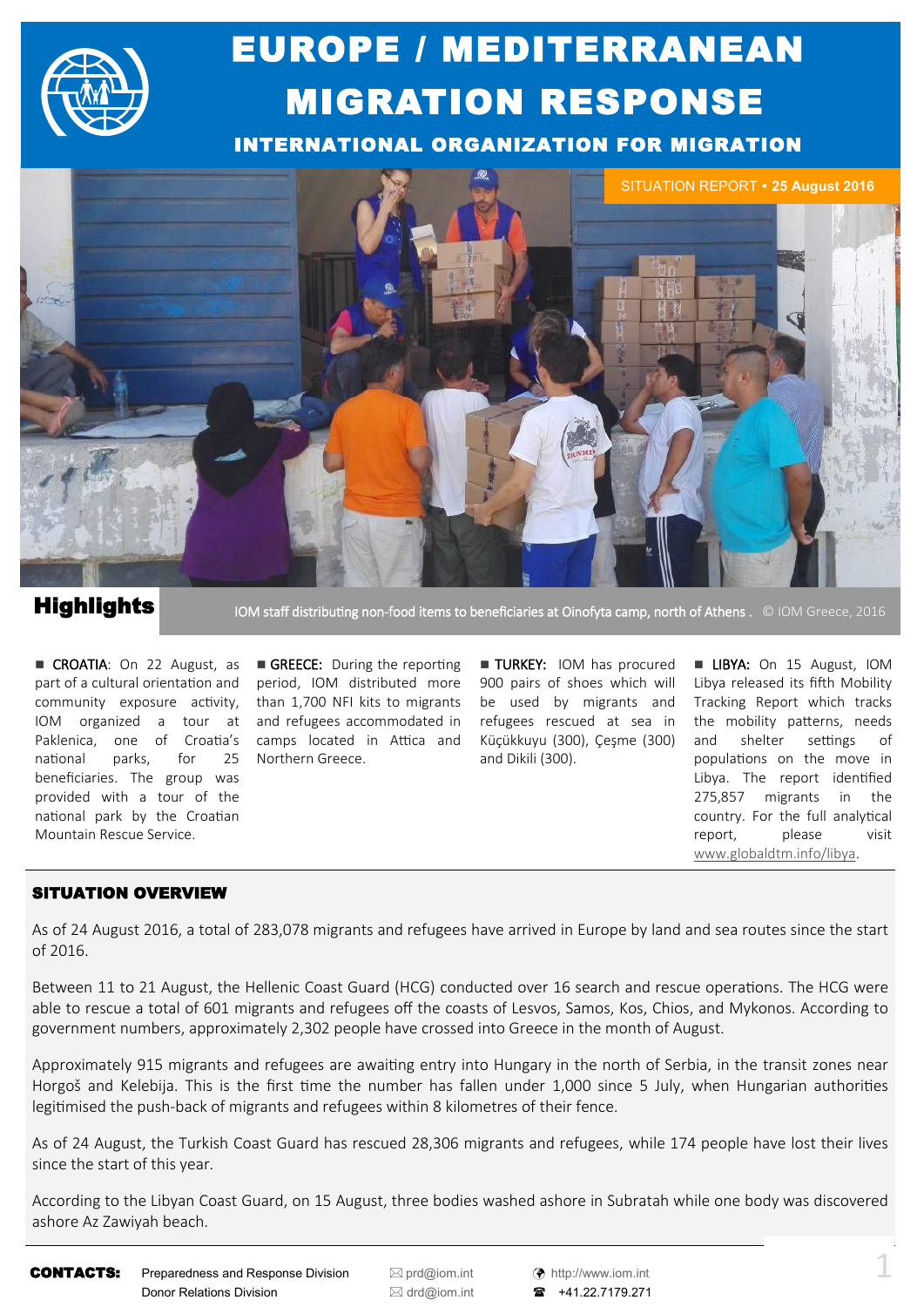# EUROPE / MEDITERRANEAN MIGRATION RESPONSE

### INTERNATIONAL ORGANIZATION FOR MIGRATION

SITUATION REPORT • **25 August 2016**

IOM staff distributing non-food items to beneficiaries at Oinofyta camp, north of Athens. © IOM Greece, 2016

## Highlights

- **CROATIA**: On 22 August, as part of a cultural orientation and community exposure activity, IOM organized a tour at Paklenica, one of Croatia's national parks, for 25 beneficiaries. The group was provided with a tour of the national park by the Croatian Mountain Rescue Service.

- **GREECE:** During the reporting period, IOM distributed more than 1,700 NFI kits to migrants and refugees accommodated in camps located in Attica and Northern Greece.

- **TURKEY:** IOM has procured 900 pairs of shoes which will be used by migrants and refugees rescued at sea in Küçükkuyu (300), Çeşme (300) and Dikili (300).

- **LIBYA:** On 15 August, IOM Libya released its fifth Mobility Tracking Report which tracks the mobility patterns, needs and shelter settings of populations on the move in Libya. The report identified 275,857 migrants in the country. For the full analytical report, please visit www.globaldtm.info/libya.

## SITUATION OVERVIEW

As of 24 August 2016, a total of 283,078 migrants and refugees have arrived in Europe by land and sea routes since the start of 2016.

Between 11 to 21 August, the Hellenic Coast Guard (HCG) conducted over 16 search and rescue operations. The HCG were able to rescue a total of 601 migrants and refugees off the coasts of Lesvos, Samos, Kos, Chios, and Mykonos. According to government numbers, approximately 2,302 people have crossed into Greece in the month of August.

Approximately 915 migrants and refugees are awaiting entry into Hungary in the north of Serbia, in the transit zones near Horgoš and Kelebija. This is the first time the number has fallen under 1,000 since 5 July, when Hungarian authorities legitimised the push-back of migrants and refugees within 8 kilometres of their fence.

As of 24 August, the Turkish Coast Guard has rescued 28,306 migrants and refugees, while 174 people have lost their lives since the start of this year.

According to the Libyan Coast Guard, on 15 August, three bodies washed ashore in Subratah while one body was discovered ashore Az Zawiyah beach.

**CONTACTS:** Preparedness and Response Division — prd@iom.int — http://www.iom.int
Donor Relations Division — drd@iom.int — +41.22.7179.271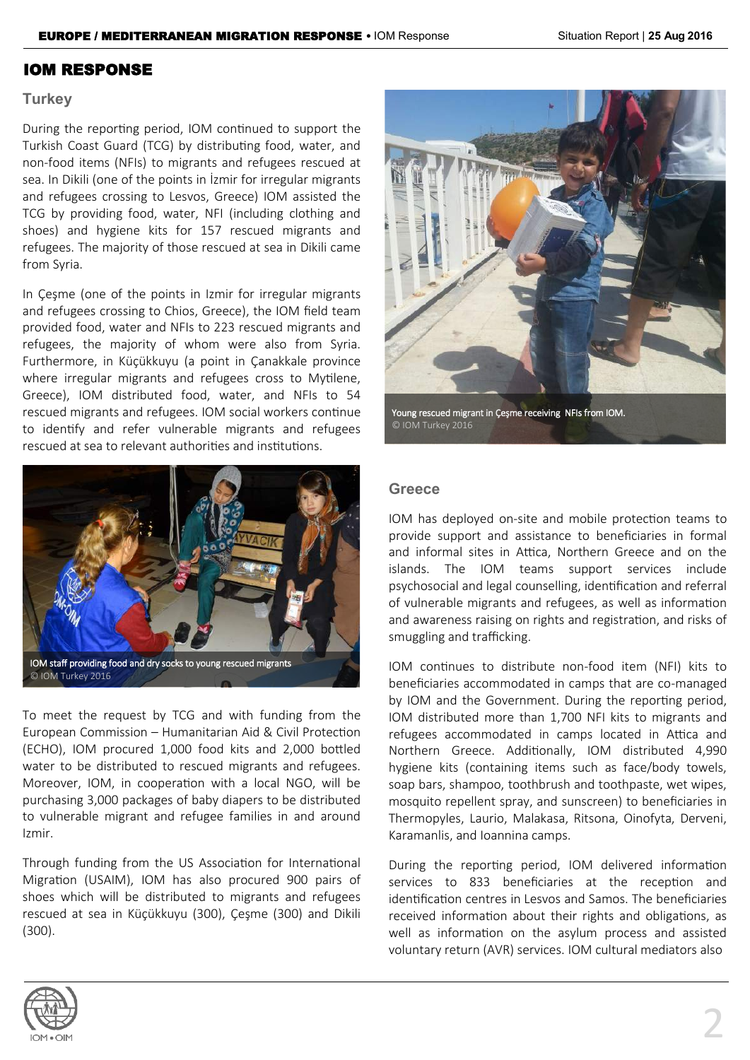## IOM RESPONSE

### Turkey

During the reporting period, IOM continued to support the Turkish Coast Guard (TCG) by distributing food, water, and non-food items (NFIs) to migrants and refugees rescued at sea. In Dikili (one of the points in İzmir for irregular migrants and refugees crossing to Lesvos, Greece) IOM assisted the TCG by providing food, water, NFI (including clothing and shoes) and hygiene kits for 157 rescued migrants and refugees. The majority of those rescued at sea in Dikili came from Syria.

In Çeşme (one of the points in Izmir for irregular migrants and refugees crossing to Chios, Greece), the IOM field team provided food, water and NFIs to 223 rescued migrants and refugees, the majority of whom were also from Syria. Furthermore, in Küçükkuyu (a point in Çanakkale province where irregular migrants and refugees cross to Mytilene, Greece), IOM distributed food, water, and NFIs to 54 rescued migrants and refugees. IOM social workers continue to identify and refer vulnerable migrants and refugees rescued at sea to relevant authorities and institutions.

IOM staff providing food and dry socks to young rescued migrants
© IOM Turkey 2016

To meet the request by TCG and with funding from the European Commission – Humanitarian Aid & Civil Protection (ECHO), IOM procured 1,000 food kits and 2,000 bottled water to be distributed to rescued migrants and refugees. Moreover, IOM, in cooperation with a local NGO, will be purchasing 3,000 packages of baby diapers to be distributed to vulnerable migrant and refugee families in and around Izmir.

Through funding from the US Association for International Migration (USAIM), IOM has also procured 900 pairs of shoes which will be distributed to migrants and refugees rescued at sea in Küçükkuyu (300), Çeşme (300) and Dikili (300).

Young rescued migrant in Çeşme receiving NFIs from IOM.
© IOM Turkey 2016

### Greece

IOM has deployed on-site and mobile protection teams to provide support and assistance to beneficiaries in formal and informal sites in Attica, Northern Greece and on the islands. The IOM teams support services include psychosocial and legal counselling, identification and referral of vulnerable migrants and refugees, as well as information and awareness raising on rights and registration, and risks of smuggling and trafficking.

IOM continues to distribute non-food item (NFI) kits to beneficiaries accommodated in camps that are co-managed by IOM and the Government. During the reporting period, IOM distributed more than 1,700 NFI kits to migrants and refugees accommodated in camps located in Attica and Northern Greece. Additionally, IOM distributed 4,990 hygiene kits (containing items such as face/body towels, soap bars, shampoo, toothbrush and toothpaste, wet wipes, mosquito repellent spray, and sunscreen) to beneficiaries in Thermopyles, Laurio, Malakasa, Ritsona, Oinofyta, Derveni, Karamanlis, and Ioannina camps.

During the reporting period, IOM delivered information services to 833 beneficiaries at the reception and identification centres in Lesvos and Samos. The beneficiaries received information about their rights and obligations, as well as information on the asylum process and assisted voluntary return (AVR) services. IOM cultural mediators also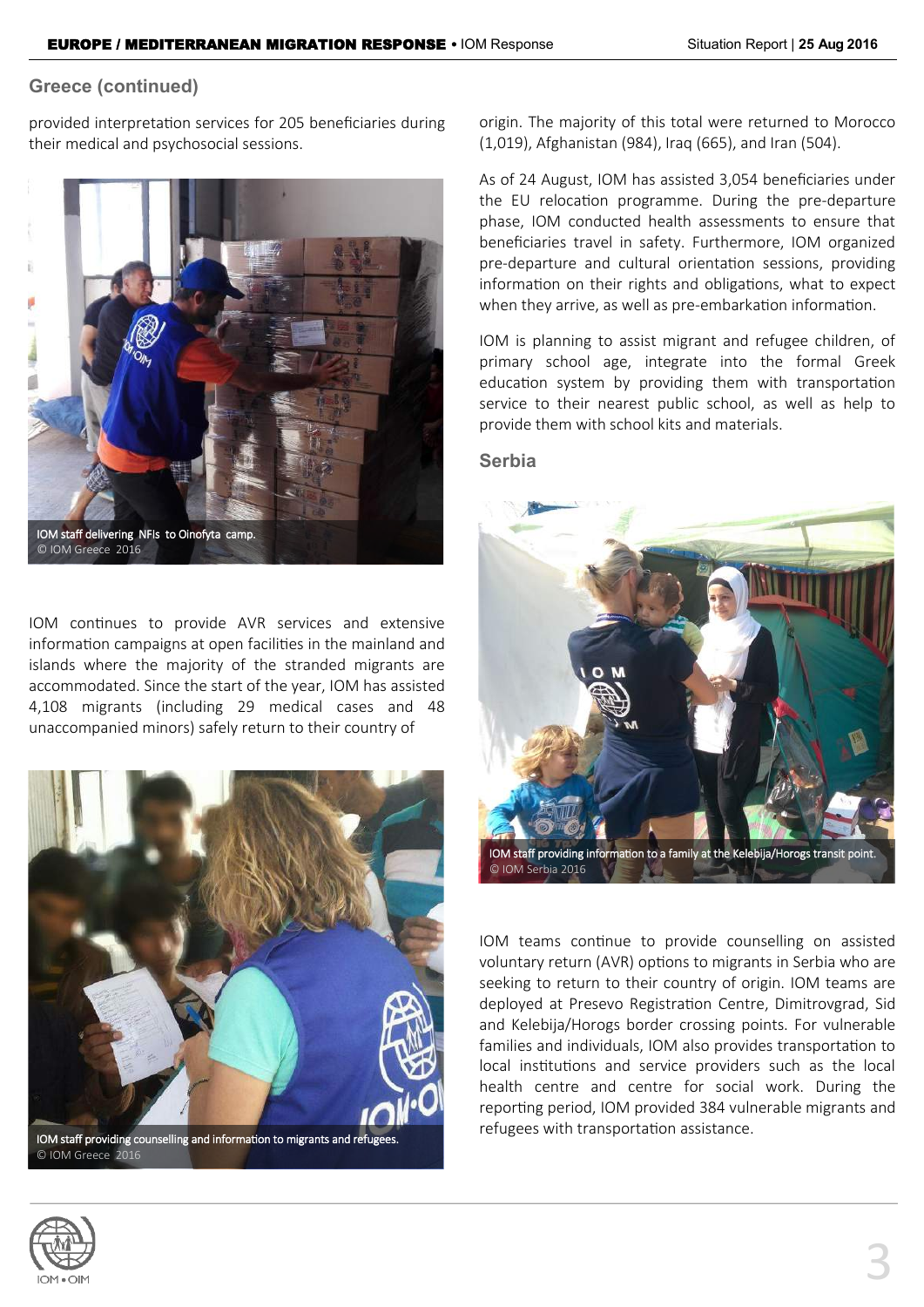## Greece (continued)

provided interpretation services for 205 beneficiaries during their medical and psychosocial sessions.

IOM staff delivering NFIs to Oinofyta camp.
© IOM Greece 2016

IOM continues to provide AVR services and extensive information campaigns at open facilities in the mainland and islands where the majority of the stranded migrants are accommodated. Since the start of the year, IOM has assisted 4,108 migrants (including 29 medical cases and 48 unaccompanied minors) safely return to their country of origin. The majority of this total were returned to Morocco (1,019), Afghanistan (984), Iraq (665), and Iran (504).

IOM staff providing counselling and information to migrants and refugees.
© IOM Greece 2016

As of 24 August, IOM has assisted 3,054 beneficiaries under the EU relocation programme. During the pre-departure phase, IOM conducted health assessments to ensure that beneficiaries travel in safety. Furthermore, IOM organized pre-departure and cultural orientation sessions, providing information on their rights and obligations, what to expect when they arrive, as well as pre-embarkation information.

IOM is planning to assist migrant and refugee children, of primary school age, integrate into the formal Greek education system by providing them with transportation service to their nearest public school, as well as help to provide them with school kits and materials.

## Serbia

IOM staff providing information to a family at the Kelebija/Horogs transit point.
© IOM Serbia 2016

IOM teams continue to provide counselling on assisted voluntary return (AVR) options to migrants in Serbia who are seeking to return to their country of origin. IOM teams are deployed at Presevo Registration Centre, Dimitrovgrad, Sid and Kelebija/Horogs border crossing points. For vulnerable families and individuals, IOM also provides transportation to local institutions and service providers such as the local health centre and centre for social work. During the reporting period, IOM provided 384 vulnerable migrants and refugees with transportation assistance.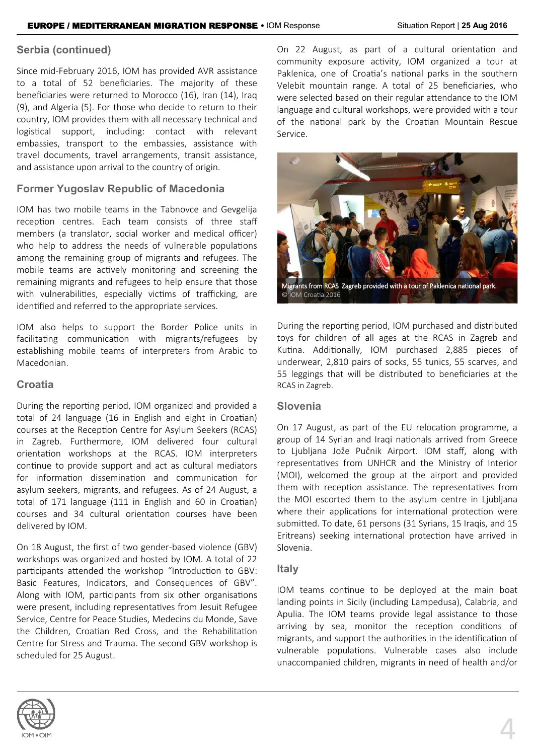## Serbia (continued)

Since mid-February 2016, IOM has provided AVR assistance to a total of 52 beneficiaries. The majority of these beneficiaries were returned to Morocco (16), Iran (14), Iraq (9), and Algeria (5). For those who decide to return to their country, IOM provides them with all necessary technical and logistical support, including: contact with relevant embassies, transport to the embassies, assistance with travel documents, travel arrangements, transit assistance, and assistance upon arrival to the country of origin.

## Former Yugoslav Republic of Macedonia

IOM has two mobile teams in the Tabnovce and Gevgelija reception centres. Each team consists of three staff members (a translator, social worker and medical officer) who help to address the needs of vulnerable populations among the remaining group of migrants and refugees. The mobile teams are actively monitoring and screening the remaining migrants and refugees to help ensure that those with vulnerabilities, especially victims of trafficking, are identified and referred to the appropriate services.

IOM also helps to support the Border Police units in facilitating communication with migrants/refugees by establishing mobile teams of interpreters from Arabic to Macedonian.

## Croatia

During the reporting period, IOM organized and provided a total of 24 language (16 in English and eight in Croatian) courses at the Reception Centre for Asylum Seekers (RCAS) in Zagreb. Furthermore, IOM delivered four cultural orientation workshops at the RCAS. IOM interpreters continue to provide support and act as cultural mediators for information dissemination and communication for asylum seekers, migrants, and refugees. As of 24 August, a total of 171 language (111 in English and 60 in Croatian) courses and 34 cultural orientation courses have been delivered by IOM.

On 18 August, the first of two gender-based violence (GBV) workshops was organized and hosted by IOM. A total of 22 participants attended the workshop "Introduction to GBV: Basic Features, Indicators, and Consequences of GBV". Along with IOM, participants from six other organisations were present, including representatives from Jesuit Refugee Service, Centre for Peace Studies, Medecins du Monde, Save the Children, Croatian Red Cross, and the Rehabilitation Centre for Stress and Trauma. The second GBV workshop is scheduled for 25 August.

On 22 August, as part of a cultural orientation and community exposure activity, IOM organized a tour at Paklenica, one of Croatia's national parks in the southern Velebit mountain range. A total of 25 beneficiaries, who were selected based on their regular attendance to the IOM language and cultural workshops, were provided with a tour of the national park by the Croatian Mountain Rescue Service.

Migrants from RCAS Zagreb provided with a tour of Paklenica national park.
© IOM Croatia 2016

During the reporting period, IOM purchased and distributed toys for children of all ages at the RCAS in Zagreb and Kutina. Additionally, IOM purchased 2,885 pieces of underwear, 2,810 pairs of socks, 55 tunics, 55 scarves, and 55 leggings that will be distributed to beneficiaries at the RCAS in Zagreb.

## Slovenia

On 17 August, as part of the EU relocation programme, a group of 14 Syrian and Iraqi nationals arrived from Greece to Ljubljana Jože Pučnik Airport. IOM staff, along with representatives from UNHCR and the Ministry of Interior (MOI), welcomed the group at the airport and provided them with reception assistance. The representatives from the MOI escorted them to the asylum centre in Ljubljana where their applications for international protection were submitted. To date, 61 persons (31 Syrians, 15 Iraqis, and 15 Eritreans) seeking international protection have arrived in Slovenia.

## Italy

IOM teams continue to be deployed at the main boat landing points in Sicily (including Lampedusa), Calabria, and Apulia. The IOM teams provide legal assistance to those arriving by sea, monitor the reception conditions of migrants, and support the authorities in the identification of vulnerable populations. Vulnerable cases also include unaccompanied children, migrants in need of health and/or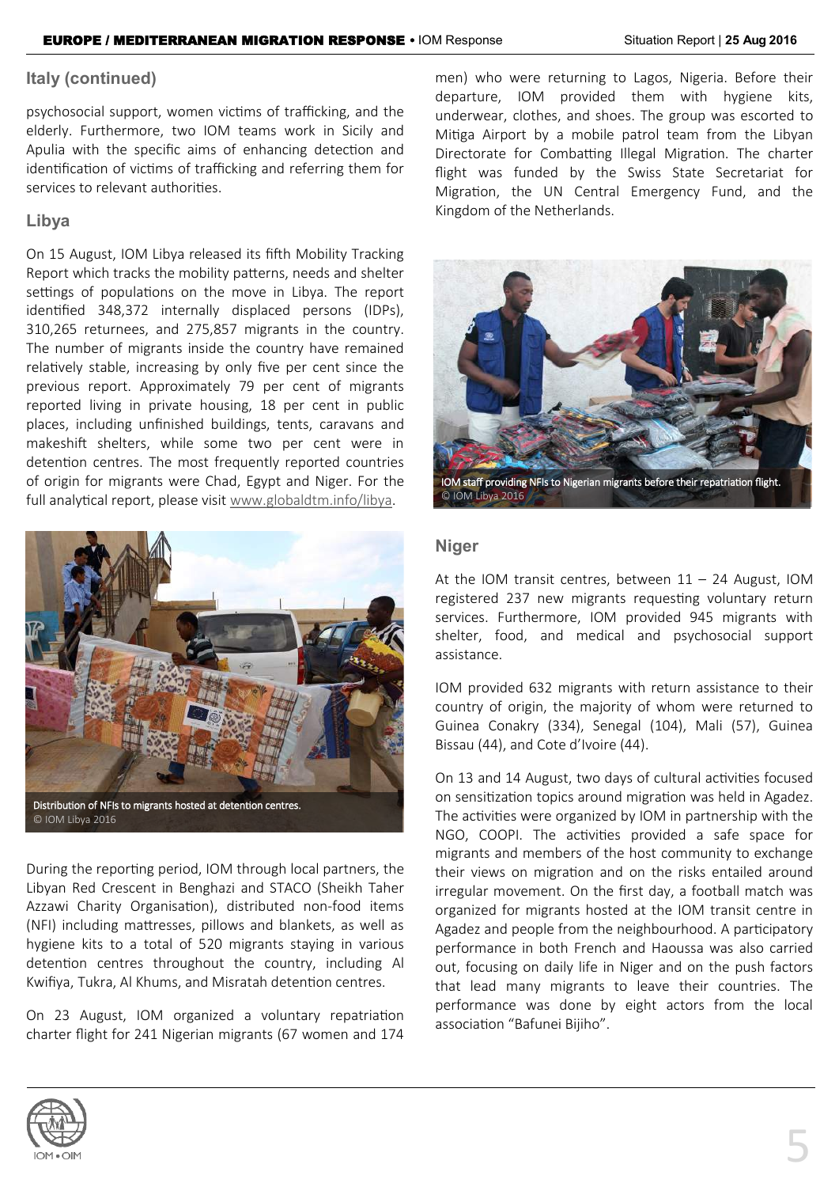## Italy (continued)

psychosocial support, women victims of trafficking, and the elderly. Furthermore, two IOM teams work in Sicily and Apulia with the specific aims of enhancing detection and identification of victims of trafficking and referring them for services to relevant authorities.

## Libya

On 15 August, IOM Libya released its fifth Mobility Tracking Report which tracks the mobility patterns, needs and shelter settings of populations on the move in Libya. The report identified 348,372 internally displaced persons (IDPs), 310,265 returnees, and 275,857 migrants in the country. The number of migrants inside the country have remained relatively stable, increasing by only five per cent since the previous report. Approximately 79 per cent of migrants reported living in private housing, 18 per cent in public places, including unfinished buildings, tents, caravans and makeshift shelters, while some two per cent were in detention centres. The most frequently reported countries of origin for migrants were Chad, Egypt and Niger. For the full analytical report, please visit www.globaldtm.info/libya.

Distribution of NFIs to migrants hosted at detention centres.
© IOM Libya 2016

During the reporting period, IOM through local partners, the Libyan Red Crescent in Benghazi and STACO (Sheikh Taher Azzawi Charity Organisation), distributed non-food items (NFI) including mattresses, pillows and blankets, as well as hygiene kits to a total of 520 migrants staying in various detention centres throughout the country, including Al Kwifiya, Tukra, Al Khums, and Misratah detention centres.

On 23 August, IOM organized a voluntary repatriation charter flight for 241 Nigerian migrants (67 women and 174 men) who were returning to Lagos, Nigeria. Before their departure, IOM provided them with hygiene kits, underwear, clothes, and shoes. The group was escorted to Mitiga Airport by a mobile patrol team from the Libyan Directorate for Combatting Illegal Migration. The charter flight was funded by the Swiss State Secretariat for Migration, the UN Central Emergency Fund, and the Kingdom of the Netherlands.

IOM staff providing NFIs to Nigerian migrants before their repatriation flight.
© IOM Libya 2016

## Niger

At the IOM transit centres, between 11 – 24 August, IOM registered 237 new migrants requesting voluntary return services. Furthermore, IOM provided 945 migrants with shelter, food, and medical and psychosocial support assistance.

IOM provided 632 migrants with return assistance to their country of origin, the majority of whom were returned to Guinea Conakry (334), Senegal (104), Mali (57), Guinea Bissau (44), and Cote d'Ivoire (44).

On 13 and 14 August, two days of cultural activities focused on sensitization topics around migration was held in Agadez. The activities were organized by IOM in partnership with the NGO, COOPI. The activities provided a safe space for migrants and members of the host community to exchange their views on migration and on the risks entailed around irregular movement. On the first day, a football match was organized for migrants hosted at the IOM transit centre in Agadez and people from the neighbourhood. A participatory performance in both French and Haoussa was also carried out, focusing on daily life in Niger and on the push factors that lead many migrants to leave their countries. The performance was done by eight actors from the local association "Bafunei Bijiho".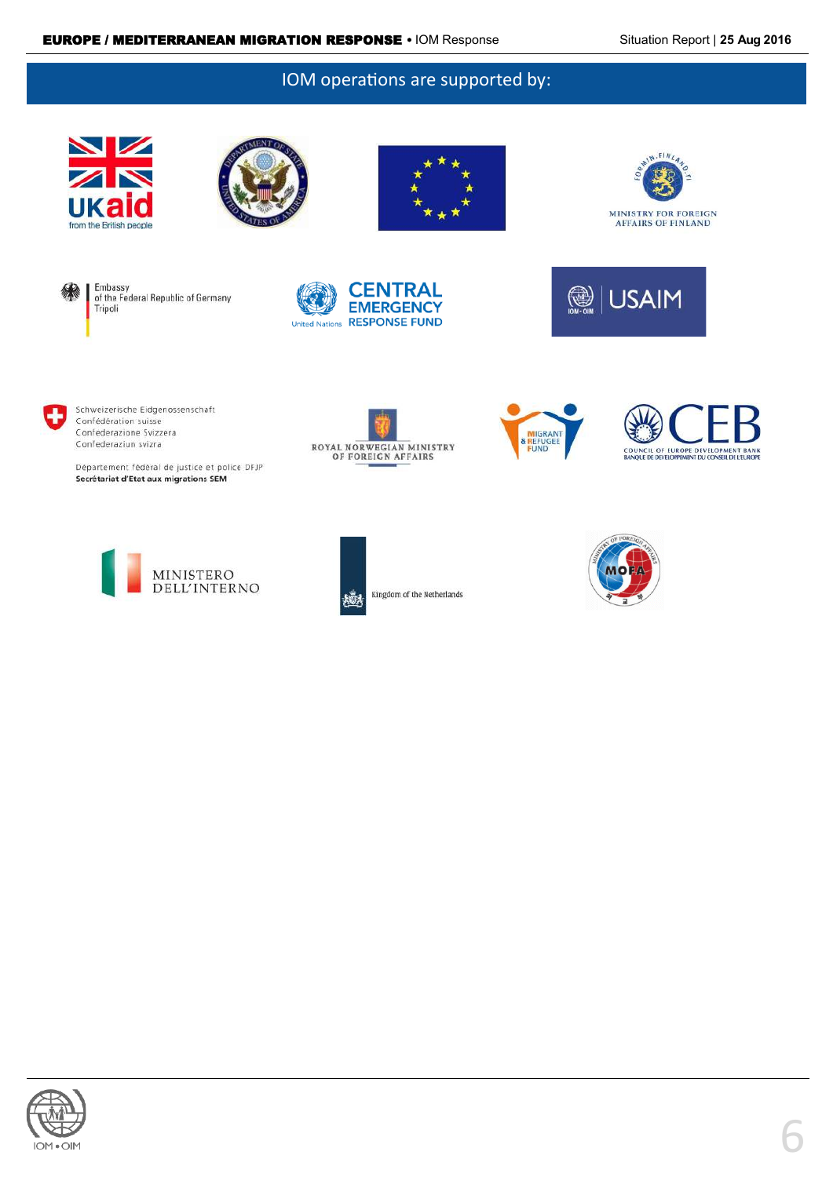## IOM operations are supported by:

UKaid from the British people

Department of State United States of America

Ministry for Foreign Affairs of Finland

Embassy of the Federal Republic of Germany Tripoli

United Nations Central Emergency Response Fund

IOM-OIM USAIM

Schweizerische Eidgenossenschaft
Confédération suisse
Confederazione Svizzera
Confederaziun svizra

Département fédéral de justice et police DFJP
Secrétariat d'Etat aux migrations SEM

Royal Norwegian Ministry of Foreign Affairs

Migrant & Refugee Fund

CEB
Council of Europe Development Bank
Banque de Développement du Conseil de l'Europe

Ministero dell'Interno

Kingdom of the Netherlands

Ministry of Foreign Affairs MOFA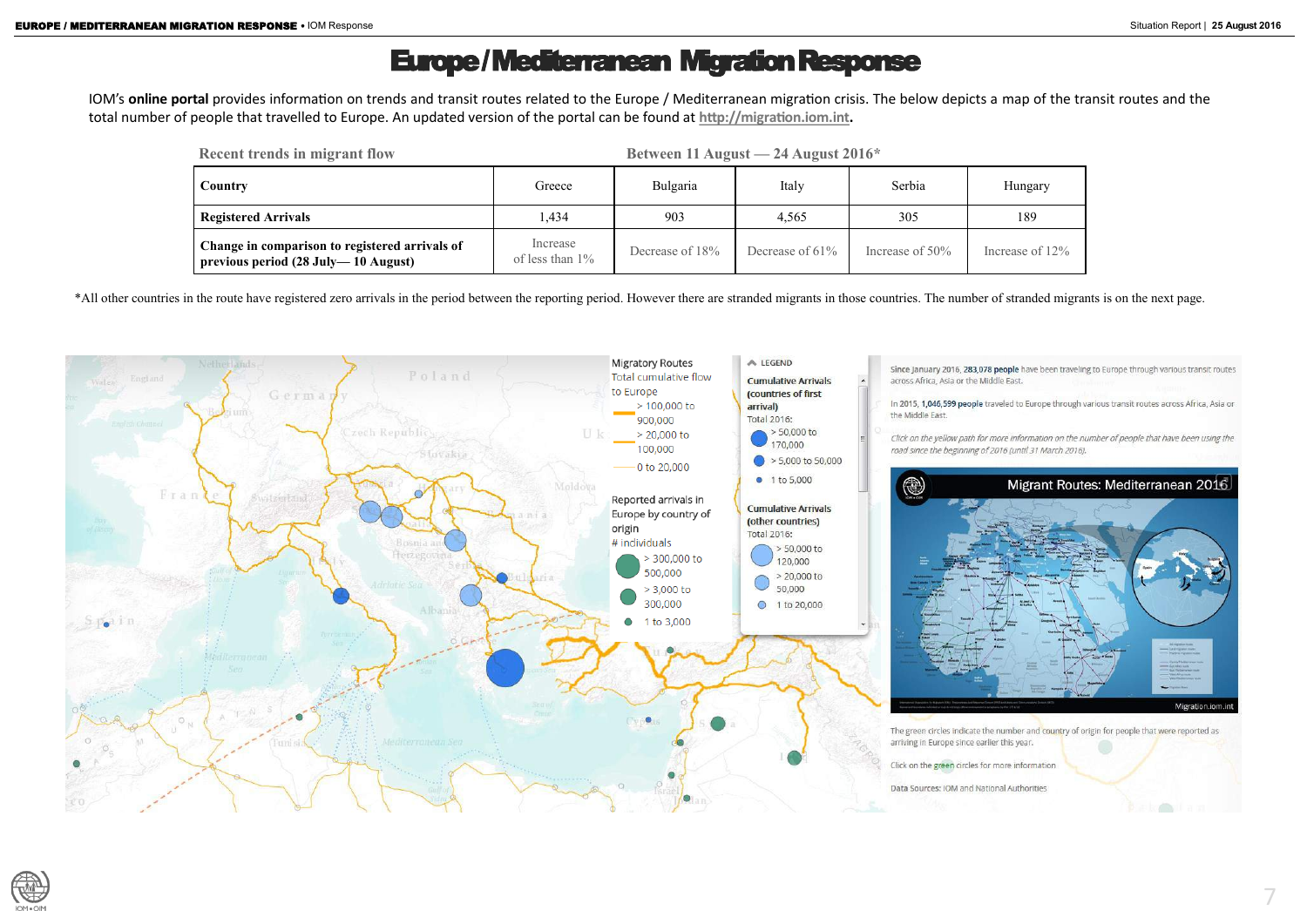# Europe / Mediterranean Migration Response

IOM's **online portal** provides information on trends and transit routes related to the Europe / Mediterranean migration crisis. The below depicts a map of the transit routes and the total number of people that travelled to Europe. An updated version of the portal can be found at http://migration.iom.int.

Recent trends in migrant flow — Between 11 August — 24 August 2016*

| Country | Greece | Bulgaria | Italy | Serbia | Hungary |
|---|---|---|---|---|---|
| **Registered Arrivals** | 1,434 | 903 | 4,565 | 305 | 189 |
| **Change in comparison to registered arrivals of previous period (28 July— 10 August)** | Increase of less than 1% | Decrease of 18% | Decrease of 61% | Increase of 50% | Increase of 12% |

*All other countries in the route have registered zero arrivals in the period between the reporting period. However there are stranded migrants in those countries. The number of stranded migrants is on the next page.

Migratory Routes
Total cumulative flow to Europe
- > 100,000 to 900,000
- > 20,000 to 100,000
- 0 to 20,000

Reported arrivals in Europe by country of origin
\# individuals
- > 300,000 to 500,000
- > 3,000 to 300,000
- 1 to 3,000

LEGEND

Cumulative Arrivals (countries of first arrival)
Total 2016:
- > 50,000 to 170,000
- > 5,000 to 50,000
- 1 to 5,000

Cumulative Arrivals (other countries)
Total 2016:
- > 50,000 to 120,000
- > 20,000 to 50,000
- 1 to 20,000

Since January 2016, 283,078 people have been traveling to Europe through various transit routes across Africa, Asia or the Middle East.

In 2015, 1,046,599 people traveled to Europe through various transit routes across Africa, Asia or the Middle East.

*Click on the yellow path for more information on the number of people that have been using the road since the beginning of 2016 (until 31 March 2016).*

Migrant Routes: Mediterranean 2016

The green circles indicate the number and country of origin for people that were reported as arriving in Europe since earlier this year.

Click on the green circles for more information

Data Sources: IOM and National Authorities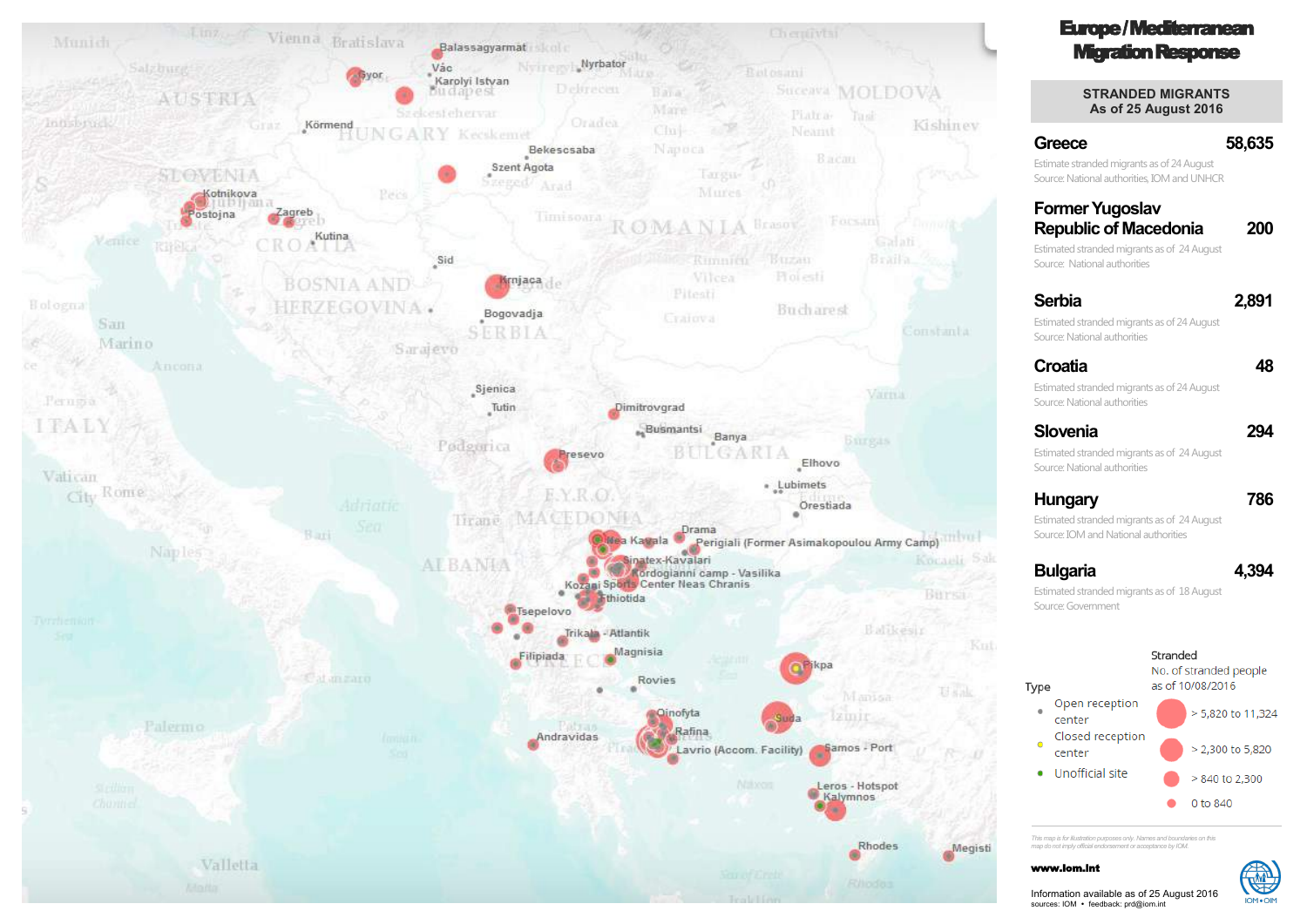# Europe / Mediterranean Migration Response

## STRANDED MIGRANTS
**As of 25 August 2016**

**Greece** — **58,635**
Estimate stranded migrants as of 24 August
Source: National authorities, IOM and UNHCR

**Former Yugoslav Republic of Macedonia** — **200**
Estimated stranded migrants as of 24 August
Source: National authorities

**Serbia** — **2,891**
Estimated stranded migrants as of 24 August
Source: National authorities

**Croatia** — **48**
Estimated stranded migrants as of 24 August
Source: National authorities

**Slovenia** — **294**
Estimated stranded migrants as of 24 August
Source: National authorities

**Hungary** — **786**
Estimated stranded migrants as of 24 August
Source: IOM and National authorities

**Bulgaria** — **4,394**
Estimated stranded migrants as of 18 August
Source: Government

Balassagyarmat
Vác
Karolyi Istvan
Nyrbator
Gyor
Körmend
Bekescsaba
Szent Agota
Kotnikova
Postojna
Zagreb
Kutina
Sid
Krnjaca
Bogovadja
Sjenica
Tutin
Dimitrovgrad
Busmantsi
Banya
Elhovo
Lubimets
Orestiada
Presevo
Drama
Nea Kavala
Perigiali (Former Asimakopoulou Army Camp)
Sinatex-Kavalari
Kordogianni camp - Vasilika
Kozani
Sports Center Neas Chranis
Fthiotida
Tsepelovo
Trikala - Atlantik
Filipiada
Magnisia
Pikpa
Rovies
Oinofyta
Souda
Rafina
Andravidas
Lavrio (Accom. Facility)
Samos - Port
Leros - Hotspot
Kalymnos
Rhodes
Megisti

Type
Open reception center
Closed reception center
Unofficial site

Stranded
No. of stranded people as of 10/08/2016
> 5,820 to 11,324
> 2,300 to 5,820
> 840 to 2,300
0 to 840

This map is for illustration purposes only. Names and boundaries on this map do not imply official endorsement or acceptance by IOM.

www.iom.int

Information available as of 25 August 2016
sources: IOM • feedback: prd@iom.int

IOM • OIM